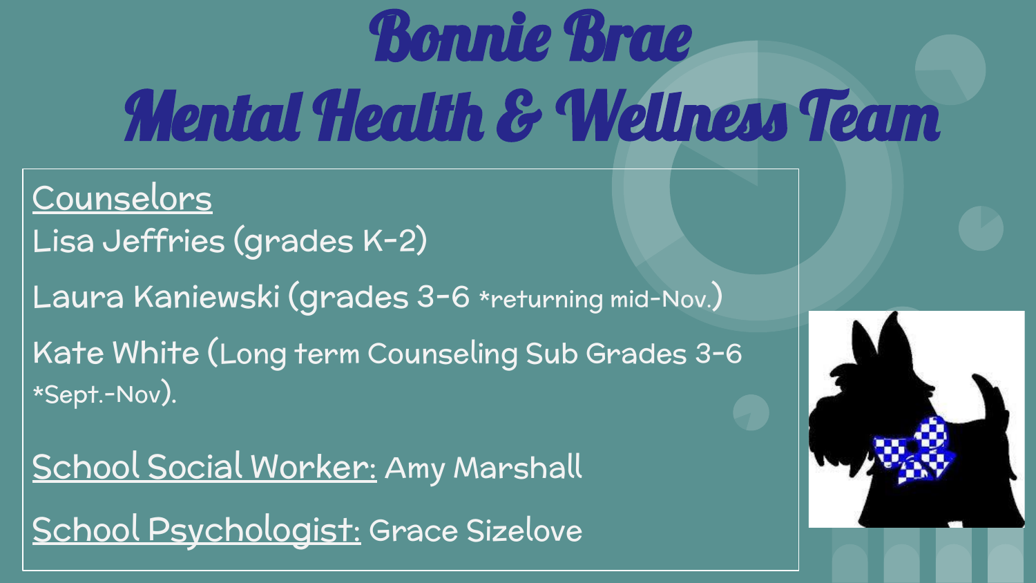# Bonnie Brae Mental Health & Wellness Team

Counselors

Lisa Jeffries (grades K-2)

Laura Kaniewski (grades 3-6 *returning mid-Nov.)

Kate White (Long term Counseling Sub Grades 3-6 *Sept.-Nov).

School Social Worker: Amy Marshall

School Psychologist: Grace Sizelove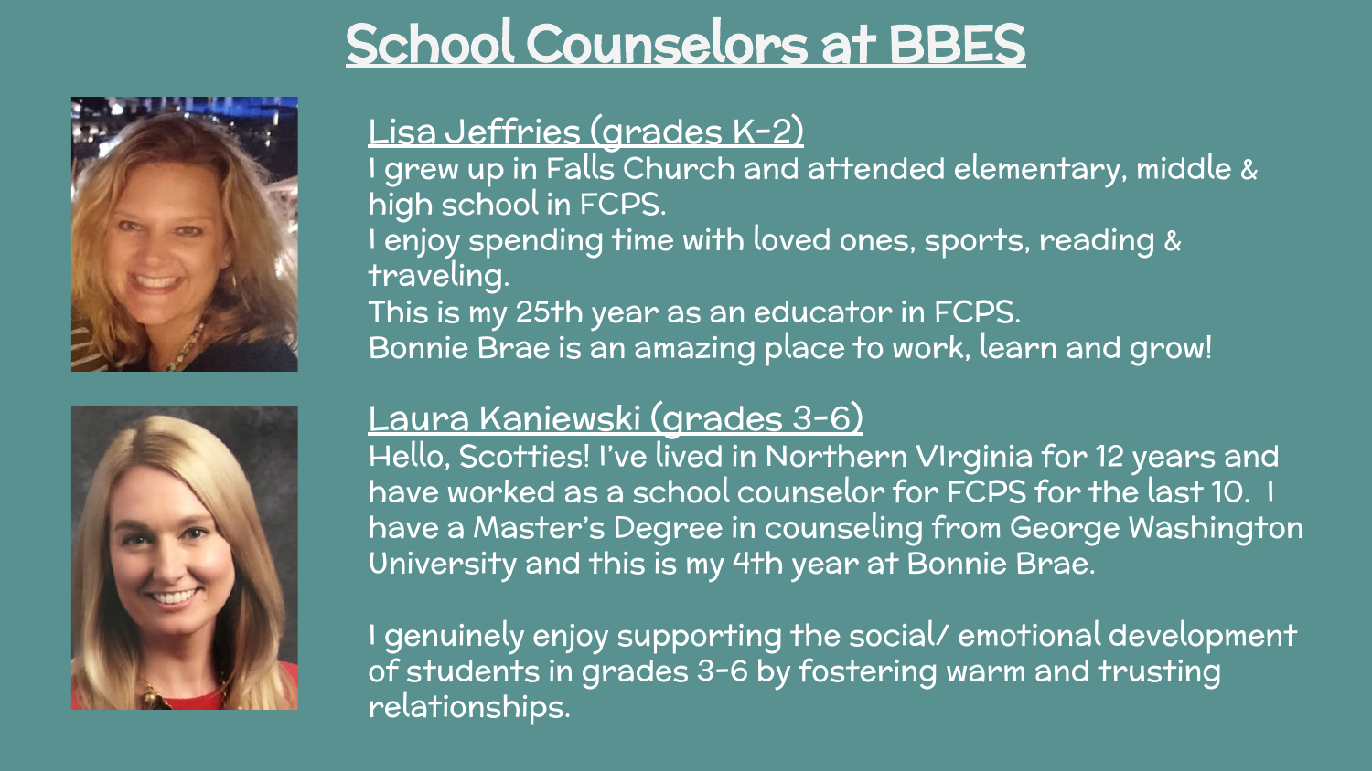# School Counselors at BBES

## Lisa Jeffries (grades K-2)

I grew up in Falls Church and attended elementary, middle & high school in FCPS.
I enjoy spending time with loved ones, sports, reading & traveling.
This is my 25th year as an educator in FCPS.
Bonnie Brae is an amazing place to work, learn and grow!

## Laura Kaniewski (grades 3-6)

Hello, Scotties! I've lived in Northern VIrginia for 12 years and have worked as a school counselor for FCPS for the last 10. I have a Master's Degree in counseling from George Washington University and this is my 4th year at Bonnie Brae.

I genuinely enjoy supporting the social/ emotional development of students in grades 3-6 by fostering warm and trusting relationships.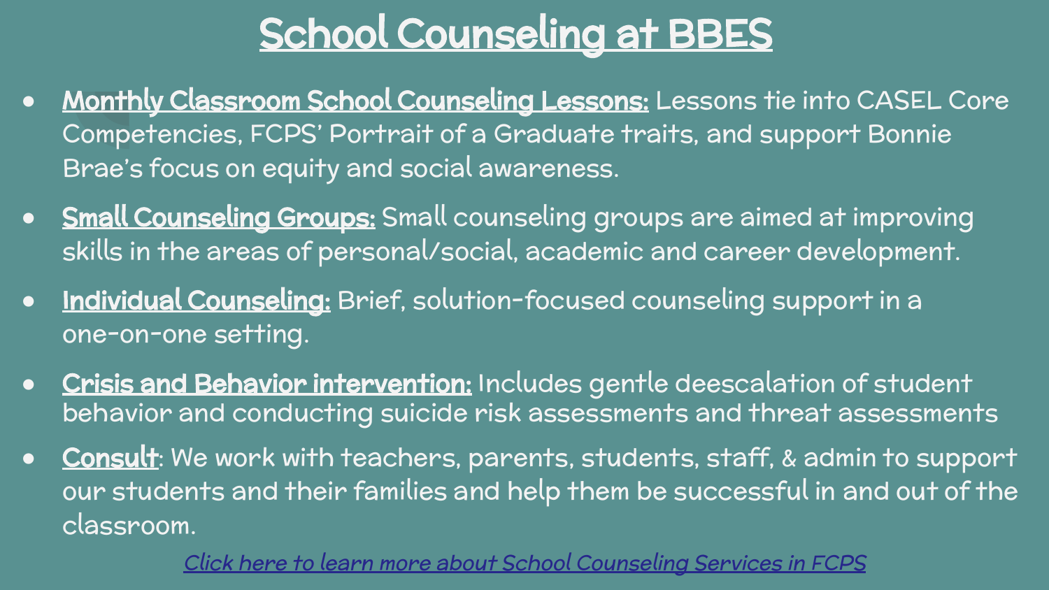# School Counseling at BBES

- **Monthly Classroom School Counseling Lessons:** Lessons tie into CASEL Core Competencies, FCPS' Portrait of a Graduate traits, and support Bonnie Brae's focus on equity and social awareness.
- **Small Counseling Groups:** Small counseling groups are aimed at improving skills in the areas of personal/social, academic and career development.
- **Individual Counseling:** Brief, solution-focused counseling support in a one-on-one setting.
- **Crisis and Behavior intervention:** Includes gentle deescalation of student behavior and conducting suicide risk assessments and threat assessments
- **Consult**: We work with teachers, parents, students, staff, & admin to support our students and their families and help them be successful in and out of the classroom.

*Click here to learn more about School Counseling Services in FCPS*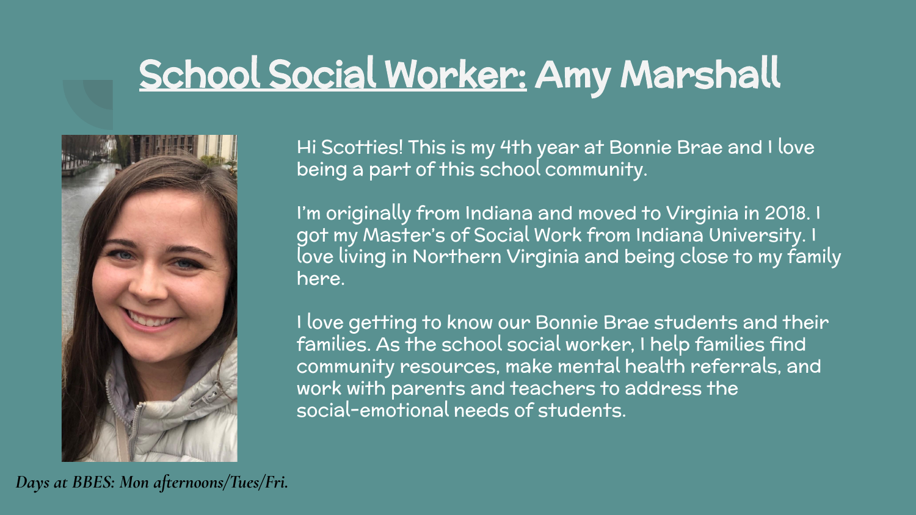# School Social Worker: Amy Marshall

Hi Scotties! This is my 4th year at Bonnie Brae and I love being a part of this school community.

I'm originally from Indiana and moved to Virginia in 2018. I got my Master's of Social Work from Indiana University. I love living in Northern Virginia and being close to my family here.

I love getting to know our Bonnie Brae students and their families. As the school social worker, I help families find community resources, make mental health referrals, and work with parents and teachers to address the social-emotional needs of students.

*Days at BBES: Mon afternoons/Tues/Fri.*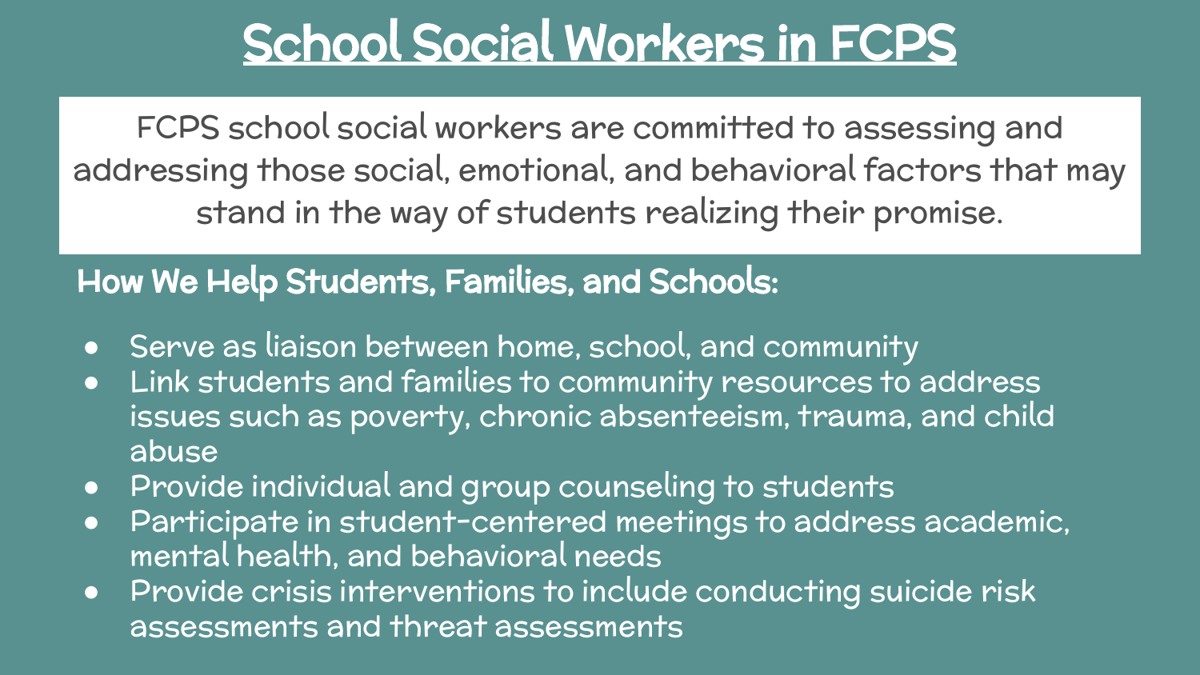# School Social Workers in FCPS

FCPS school social workers are committed to assessing and addressing those social, emotional, and behavioral factors that may stand in the way of students realizing their promise.

## How We Help Students, Families, and Schools:

- Serve as liaison between home, school, and community
- Link students and families to community resources to address issues such as poverty, chronic absenteeism, trauma, and child abuse
- Provide individual and group counseling to students
- Participate in student-centered meetings to address academic, mental health, and behavioral needs
- Provide crisis interventions to include conducting suicide risk assessments and threat assessments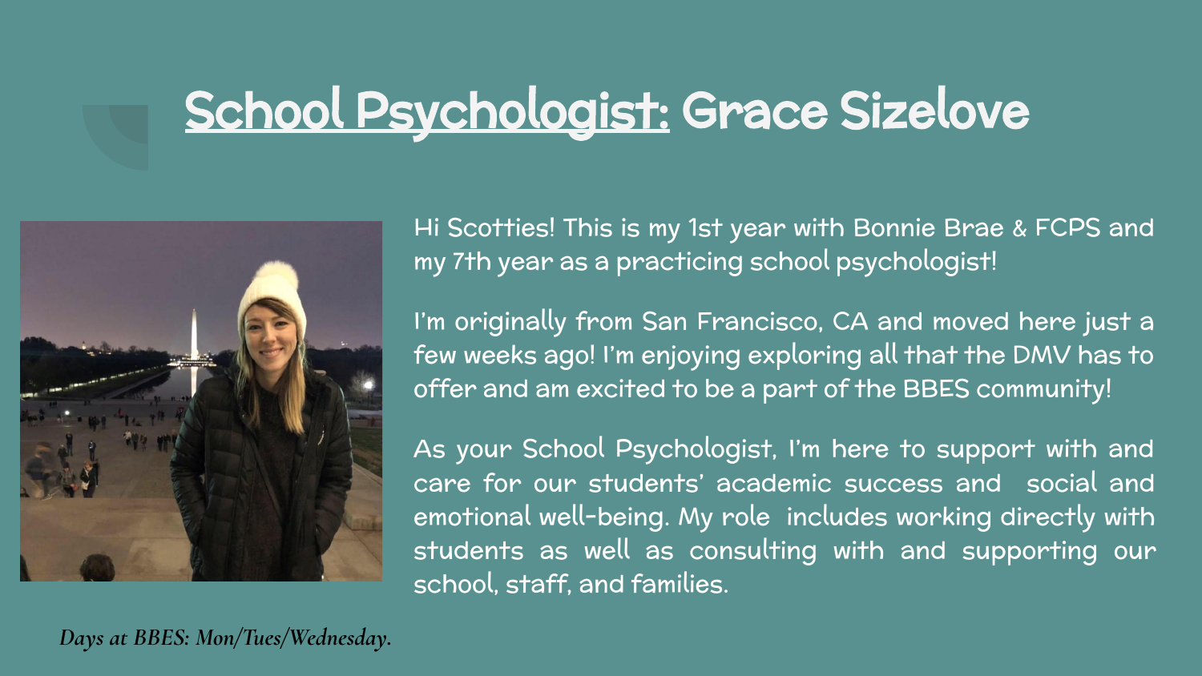# School Psychologist: Grace Sizelove

Hi Scotties! This is my 1st year with Bonnie Brae & FCPS and my 7th year as a practicing school psychologist!

I'm originally from San Francisco, CA and moved here just a few weeks ago! I'm enjoying exploring all that the DMV has to offer and am excited to be a part of the BBES community!

As your School Psychologist, I'm here to support with and care for our students' academic success and social and emotional well-being. My role includes working directly with students as well as consulting with and supporting our school, staff, and families.

*Days at BBES: Mon/Tues/Wednesday.*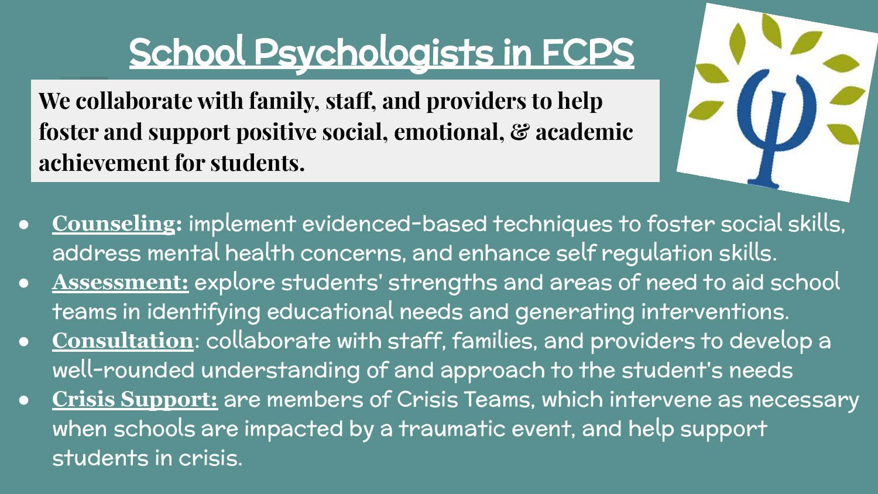# School Psychologists in FCPS

**We collaborate with family, staff, and providers to help foster and support positive social, emotional, & academic achievement for students.**

- **Counseling:** implement evidenced-based techniques to foster social skills, address mental health concerns, and enhance self regulation skills.
- **Assessment:** explore students' strengths and areas of need to aid school teams in identifying educational needs and generating interventions.
- **Consultation**: collaborate with staff, families, and providers to develop a well-rounded understanding of and approach to the student's needs
- **Crisis Support:** are members of Crisis Teams, which intervene as necessary when schools are impacted by a traumatic event, and help support students in crisis.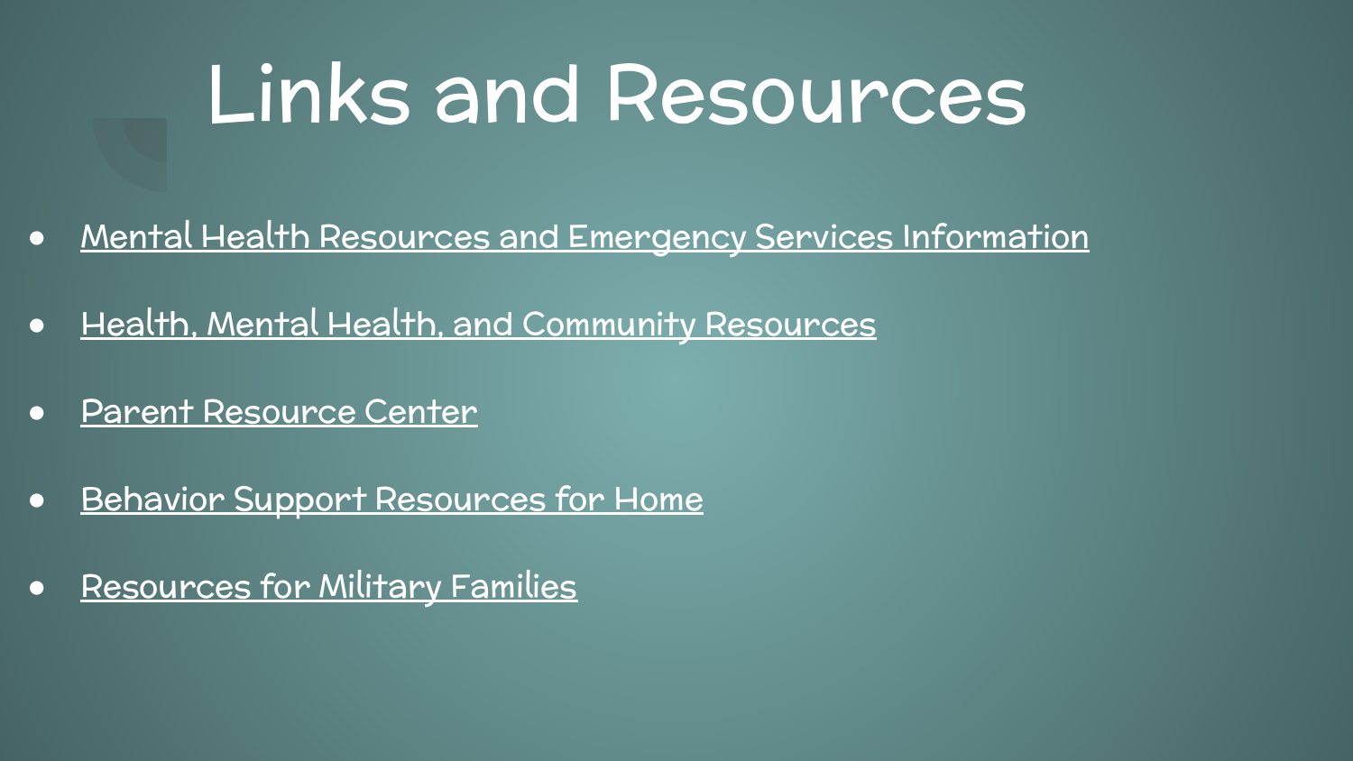# Links and Resources

- Mental Health Resources and Emergency Services Information
- Health, Mental Health, and Community Resources
- Parent Resource Center
- Behavior Support Resources for Home
- Resources for Military Families